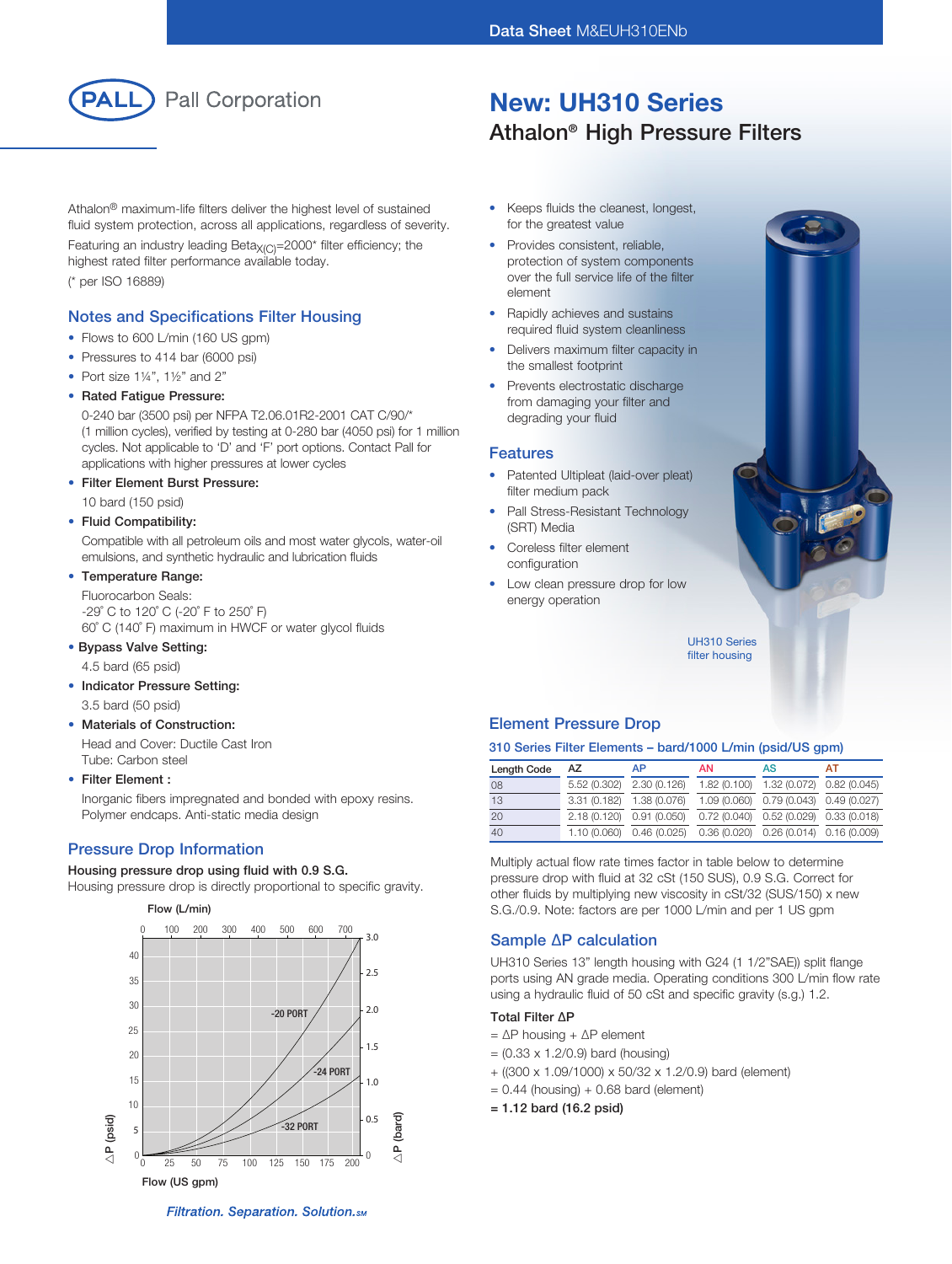Pall Corporation

# New: UH310 Series

## Athalon® High Pressure Filters

Athalon® maximum-life filters deliver the highest level of sustained fluid system protection, across all applications, regardless of severity.

Featuring an industry leading $Beta_{X(C)}$=2000* filter efficiency; the highest rated filter performance available today.

(* per ISO 16889)

- Keeps fluids the cleanest, longest, for the greatest value
- Provides consistent, reliable, protection of system components over the full service life of the filter element
- Rapidly achieves and sustains required fluid system cleanliness
- Delivers maximum filter capacity in the smallest footprint
- Prevents electrostatic discharge from damaging your filter and degrading your fluid

### Features

- Patented Ultipleat (laid-over pleat) filter medium pack
- Pall Stress-Resistant Technology (SRT) Media
- Coreless filter element configuration
- Low clean pressure drop for low energy operation

UH310 Series filter housing

### Notes and Specifications Filter Housing

- Flows to 600 L/min (160 US gpm)
- Pressures to 414 bar (6000 psi)
- Port size 1¼", 1½" and 2"
- **Rated Fatigue Pressure:**
  0-240 bar (3500 psi) per NFPA T2.06.01R2-2001 CAT C/90/* (1 million cycles), verified by testing at 0-280 bar (4050 psi) for 1 million cycles. Not applicable to 'D' and 'F' port options. Contact Pall for applications with higher pressures at lower cycles
- **Filter Element Burst Pressure:**
  10 bard (150 psid)
- **Fluid Compatibility:**
  Compatible with all petroleum oils and most water glycols, water-oil emulsions, and synthetic hydraulic and lubrication fluids
- **Temperature Range:**
  Fluorocarbon Seals:
  -29° C to 120° C (-20° F to 250° F)
  60° C (140° F) maximum in HWCF or water glycol fluids
- **Bypass Valve Setting:**
  4.5 bard (65 psid)
- **Indicator Pressure Setting:**
  3.5 bard (50 psid)
- **Materials of Construction:**
  Head and Cover: Ductile Cast Iron
  Tube: Carbon steel
- **Filter Element :**
  Inorganic fibers impregnated and bonded with epoxy resins. Polymer endcaps. Anti-static media design

### Pressure Drop Information

**Housing pressure drop using fluid with 0.9 S.G.**

Housing pressure drop is directly proportional to specific gravity.

Flow (L/min): 0, 100, 200, 300, 400, 500, 600, 700
Flow (US gpm): 0, 25, 50, 75, 100, 125, 150, 175, 200
△P (psid): 0, 5, 10, 15, 20, 25, 30, 35, 40
△P (bard): 0, 0.5, 1.0, 1.5, 2.0, 2.5, 3.0
Curves: -20 PORT, -24 PORT, -32 PORT

### Element Pressure Drop

**310 Series Filter Elements – bard/1000 L/min (psid/US gpm)**

| Length Code | AZ | AP | AN | AS | AT |
|---|---|---|---|---|---|
| 08 | 5.52 (0.302) | 2.30 (0.126) | 1.82 (0.100) | 1.32 (0.072) | 0.82 (0.045) |
| 13 | 3.31 (0.182) | 1.38 (0.076) | 1.09 (0.060) | 0.79 (0.043) | 0.49 (0.027) |
| 20 | 2.18 (0.120) | 0.91 (0.050) | 0.72 (0.040) | 0.52 (0.029) | 0.33 (0.018) |
| 40 | 1.10 (0.060) | 0.46 (0.025) | 0.36 (0.020) | 0.26 (0.014) | 0.16 (0.009) |

Multiply actual flow rate times factor in table below to determine pressure drop with fluid at 32 cSt (150 SUS), 0.9 S.G. Correct for other fluids by multiplying new viscosity in cSt/32 (SUS/150) x new S.G./0.9. Note: factors are per 1000 L/min and per 1 US gpm

### Sample ΔP calculation

UH310 Series 13" length housing with G24 (1 1/2"SAE)) split flange ports using AN grade media. Operating conditions 300 L/min flow rate using a hydraulic fluid of 50 cSt and specific gravity (s.g.) 1.2.

**Total Filter ΔP**

= ΔP housing + ΔP element

= (0.33 x 1.2/0.9) bard (housing)

+ ((300 x 1.09/1000) x 50/32 x 1.2/0.9) bard (element)

= 0.44 (housing) + 0.68 bard (element)

**= 1.12 bard (16.2 psid)**

*Filtration. Separation. Solution.SM*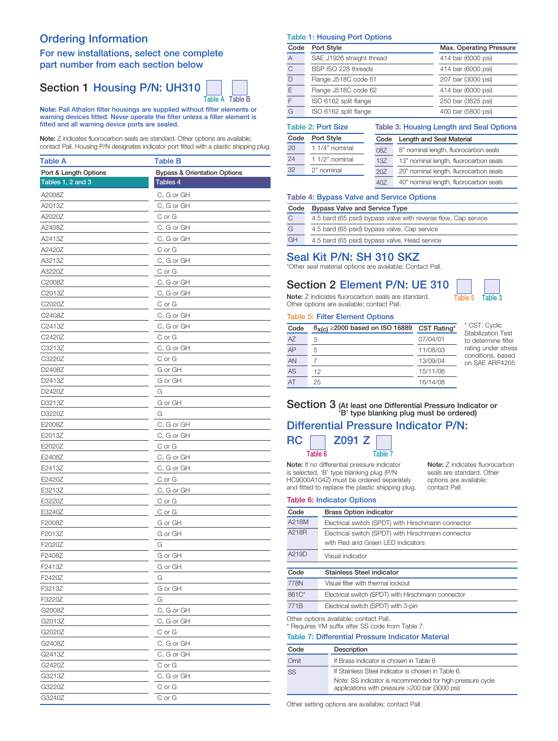# Ordering Information

## For new installations, select one complete part number from each section below

## Section 1 Housing P/N: UH310 [Table A] [Table B]

**Note:** Pall Athalon filter housings are supplied without filter elements or warning devices fitted. Never operate the filter unless a filter element is fitted and all warning device ports are sealed.

**Note:** Z indicates fluorocarbon seals are standard. Other options are available; contact Pall. Housing P/N designates indicator port fitted with a plastic shipping plug.

| Table A | Table B |
|---|---|
| Port & Length Options | Bypass & Orientation Options |
| Tables 1, 2 and 3 | Tables 4 |
| A2008Z | C, G or GH |
| A2013Z | C, G or GH |
| A2020Z | C or G |
| A2408Z | C, G or GH |
| A2413Z | C, G or GH |
| A2420Z | C or G |
| A3213Z | C, G or GH |
| A3220Z | C or G |
| C2008Z | C, G or GH |
| C2013Z | C, G or GH |
| C2020Z | C or G |
| C2408Z | C, G or GH |
| C2413Z | C, G or GH |
| C2420Z | C or G |
| C3213Z | C, G or GH |
| C3220Z | C or G |
| D2408Z | G or GH |
| D2413Z | G or GH |
| D2420Z | G |
| D3213Z | G or GH |
| D3220Z | G |
| E2008Z | C, G or GH |
| E2013Z | C, G or GH |
| E2020Z | C or G |
| E2408Z | C, G or GH |
| E2413Z | C, G or GH |
| E2420Z | C or G |
| E3213Z | C, G or GH |
| E3220Z | C or G |
| E3240Z | C or G |
| F2008Z | G or GH |
| F2013Z | G or GH |
| F2020Z | G |
| F2408Z | G or GH |
| F2413Z | G or GH |
| F2420Z | G |
| F3213Z | G or GH |
| F3220Z | G |
| G2008Z | C, G or GH |
| G2013Z | C, G or GH |
| G2020Z | C or G |
| G2408Z | C, G or GH |
| G2413Z | C, G or GH |
| G2420Z | C or G |
| G3213Z | C, G or GH |
| G3220Z | C or G |
| G3240Z | C or G |

### Table 1: Housing Port Options

| Code | Port Style | Max. Operating Pressure |
|---|---|---|
| A | SAE J1926 straight thread | 414 bar (6000 psi) |
| C | BSP ISO 228 threads | 414 bar (6000 psi) |
| D | Flange J518C code 61 | 207 bar (3000 psi) |
| E | Flange J518C code 62 | 414 bar (6000 psi) |
| F | ISO 6162 split flange | 250 bar (3625 psi) |
| G | ISO 6162 split flange | 400 bar (5800 psi) |

### Table 2: Port Size

| Code | Port Style |
|---|---|
| 20 | 1 1/4" nominal |
| 24 | 1 1/2" nominal |
| 32 | 2" nominal |

### Table 3: Housing Length and Seal Options

| Code | Length and Seal Material |
|---|---|
| 08Z | 8" nominal length, fluorocarbon seals |
| 13Z | 13" nominal length, fluorocarbon seals |
| 20Z | 20" nominal length, fluorocarbon seals |
| 40Z | 40" nominal length, fluorocarbon seals |

### Table 4: Bypass Valve and Service Options

| Code | Bypass Valve and Service Type |
|---|---|
| C | 4.5 bard (65 psid) bypass valve with reverse flow, Cap service |
| G | 4.5 bard (65 psid) bypass valve, Cap service |
| GH | 4.5 bard (65 psid) bypass valve, Head service |

## Seal Kit P/N: SH 310 SKZ

*Other seal material options are available; Contact Pall.

## Section 2 Element P/N: UE 310 [Table 5] [Table 3]

**Note:** Z indicates fluorocarbon seals are standard. Other options are available; contact Pall.

### Table 5: Filter Element Options

| Code | $\beta_{x(c)}$ ≥2000 based on ISO 16889 | CST Rating* |
|---|---|---|
| AZ | 3 | 07/04/01 |
| AP | 5 | 11/08/03 |
| AN | 7 | 13/09/04 |
| AS | 12 | 15/11/06 |
| AT | 25 | 16/14/08 |

* CST: Cyclic Stabilization Test to determine filter rating under stress conditions, based on SAE ARP4205

## Section 3 (At least one Differential Pressure Indicator or 'B' type blanking plug must be ordered)

## Differential Pressure Indicator P/N:

## RC [Table 6] Z091 Z [Table 7]

**Note:** If no differential pressure indicator is selected, 'B' type blanking plug (P/N HC9000A104Z) must be ordered separately and fitted to replace the plastic shipping plug.

**Note:** Z indicates fluorocarbon seals are standard. Other options are available; contact Pall.

### Table 6: Indicator Options

| Code | Brass Option indicator |
|---|---|
| A218M | Electrical switch (SPDT) with Hirschmann connector |
| A218R | Electrical switch (SPDT) with Hirschmann connector with Red and Green LED indicators |
| A219D | Visual indicator |

| Code | Stainless Steel indicator |
|---|---|
| 778N | Visual filter with thermal lockout |
| 861C* | Electrical switch (SPDT) with Hirschmann connector |
| 771B | Electrical switch (SPDT) with 3-pin |

Other options available; contact Pall.
* Requires YM suffix after SS code from Table 7.

### Table 7: Differential Pressure Indicator Material

| Code | Description |
|---|---|
| Omit | If Brass indicator is chosen in Table 6 |
| SS | If Stainless Steel Indicator is chosen in Table 6. Note: SS indicator is recommended for high pressure cycle applications with pressure >200 bar (3000 psi) |

Other setting options are available; contact Pall.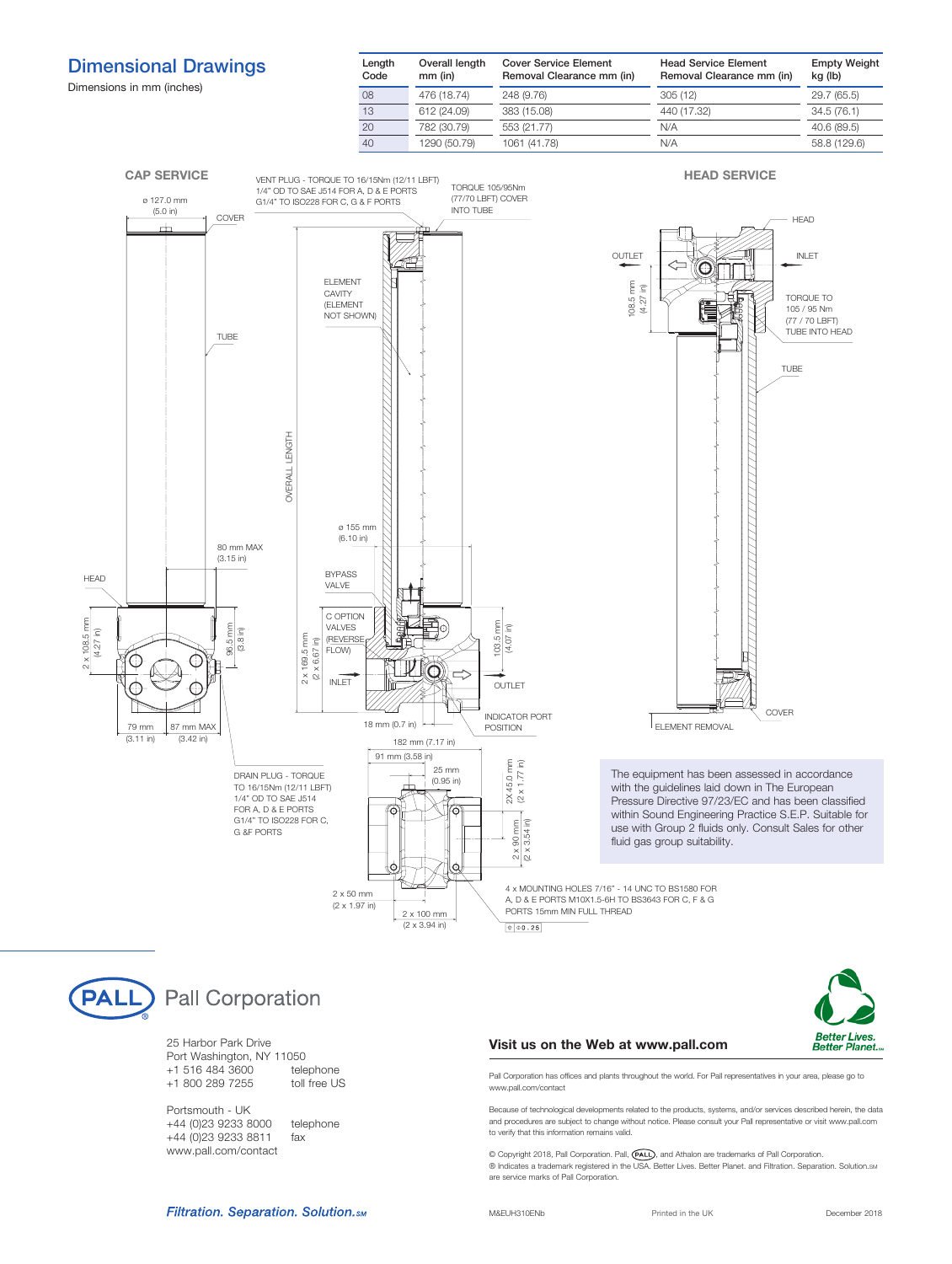## Dimensional Drawings

Dimensions in mm (inches)

| Length Code | Overall length mm (in) | Cover Service Element Removal Clearance mm (in) | Head Service Element Removal Clearance mm (in) | Empty Weight kg (lb) |
|---|---|---|---|---|
| 08 | 476 (18.74) | 248 (9.76) | 305 (12) | 29.7 (65.5) |
| 13 | 612 (24.09) | 383 (15.08) | 440 (17.32) | 34.5 (76.1) |
| 20 | 782 (30.79) | 553 (21.77) | N/A | 40.6 (89.5) |
| 40 | 1290 (50.79) | 1061 (41.78) | N/A | 58.8 (129.6) |

CAP SERVICE

VENT PLUG - TORQUE TO 16/15Nm (12/11 LBFT) 1/4" OD TO SAE J514 FOR A, D & E PORTS G1/4" TO ISO228 FOR C, G & F PORTS

TORQUE 105/95Nm (77/70 LBFT) COVER INTO TUBE

ø 127.0 mm (5.0 in)

COVER

ELEMENT CAVITY (ELEMENT NOT SHOWN)

TUBE

OVERALL LENGTH

ø 155 mm (6.10 in)

80 mm MAX (3.15 in)

BYPASS VALVE

HEAD

C OPTION VALVES (REVERSE FLOW)

2 x 108.5 mm (4.27 in)

96.5 mm (3.8 in)

2 x 169.5 mm (2 x 6.67 in)

103.5 mm (4.07 in)

INLET

OUTLET

79 mm (3.11 in)

87 mm MAX (3.42 in)

18 mm (0.7 in)

INDICATOR PORT POSITION

182 mm (7.17 in)

91 mm (3.58 in)

25 mm (0.95 in)

2X 45.0 mm (2 x 1.77 in)

2 x 90 mm (2 x 3.54 in)

DRAIN PLUG - TORQUE TO 16/15Nm (12/11 LBFT) 1/4" OD TO SAE J514 FOR A, D & E PORTS G1/4" TO ISO228 FOR C, G &F PORTS

2 x 50 mm (2 x 1.97 in)

2 x 100 mm (2 x 3.94 in)

4 x MOUNTING HOLES 7/16" - 14 UNC TO BS1580 FOR A, D & E PORTS M10X1.5-6H TO BS3643 FOR C, F & G PORTS 15mm MIN FULL THREAD

ø 0.25

HEAD SERVICE

HEAD

OUTLET

INLET

108.5 mm (4.27 in)

TORQUE TO 105 / 95 Nm (77 / 70 LBFT) TUBE INTO HEAD

TUBE

COVER

ELEMENT REMOVAL

The equipment has been assessed in accordance with the guidelines laid down in The European Pressure Directive 97/23/EC and has been classified within Sound Engineering Practice S.E.P. Suitable for use with Group 2 fluids only. Consult Sales for other fluid gas group suitability.

**Pall Corporation**

25 Harbor Park Drive
Port Washington, NY 11050
+1 516 484 3600 telephone
+1 800 289 7255 toll free US

Portsmouth - UK
+44 (0)23 9233 8000 telephone
+44 (0)23 9233 8811 fax
www.pall.com/contact

*Better Lives. Better Planet.SM*

### Visit us on the Web at www.pall.com

Pall Corporation has offices and plants throughout the world. For Pall representatives in your area, please go to www.pall.com/contact

Because of technological developments related to the products, systems, and/or services described herein, the data and procedures are subject to change without notice. Please consult your Pall representative or visit www.pall.com to verify that this information remains valid.

© Copyright 2018, Pall Corporation. Pall, PALL, and Athalon are trademarks of Pall Corporation. ® Indicates a trademark registered in the USA. Better Lives. Better Planet. and Filtration. Separation. Solution.SM are service marks of Pall Corporation.

*Filtration. Separation. Solution.SM*

M&EUH310ENb Printed in the UK December 2018